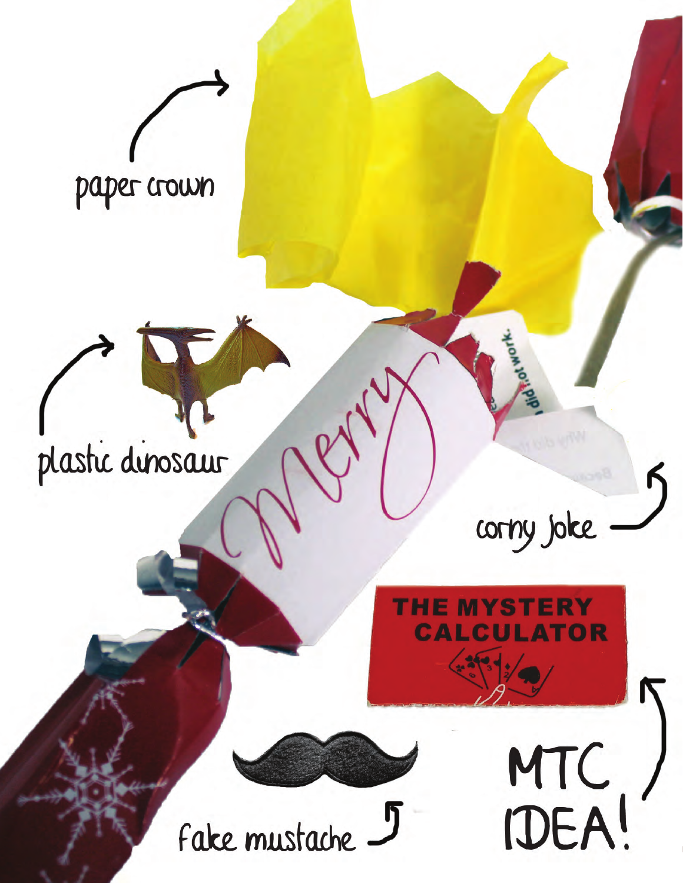paper crown

plastic dinosaur

corny joke

THE MYSTERY CALCULATOR

fake mustache

MTC IDEA!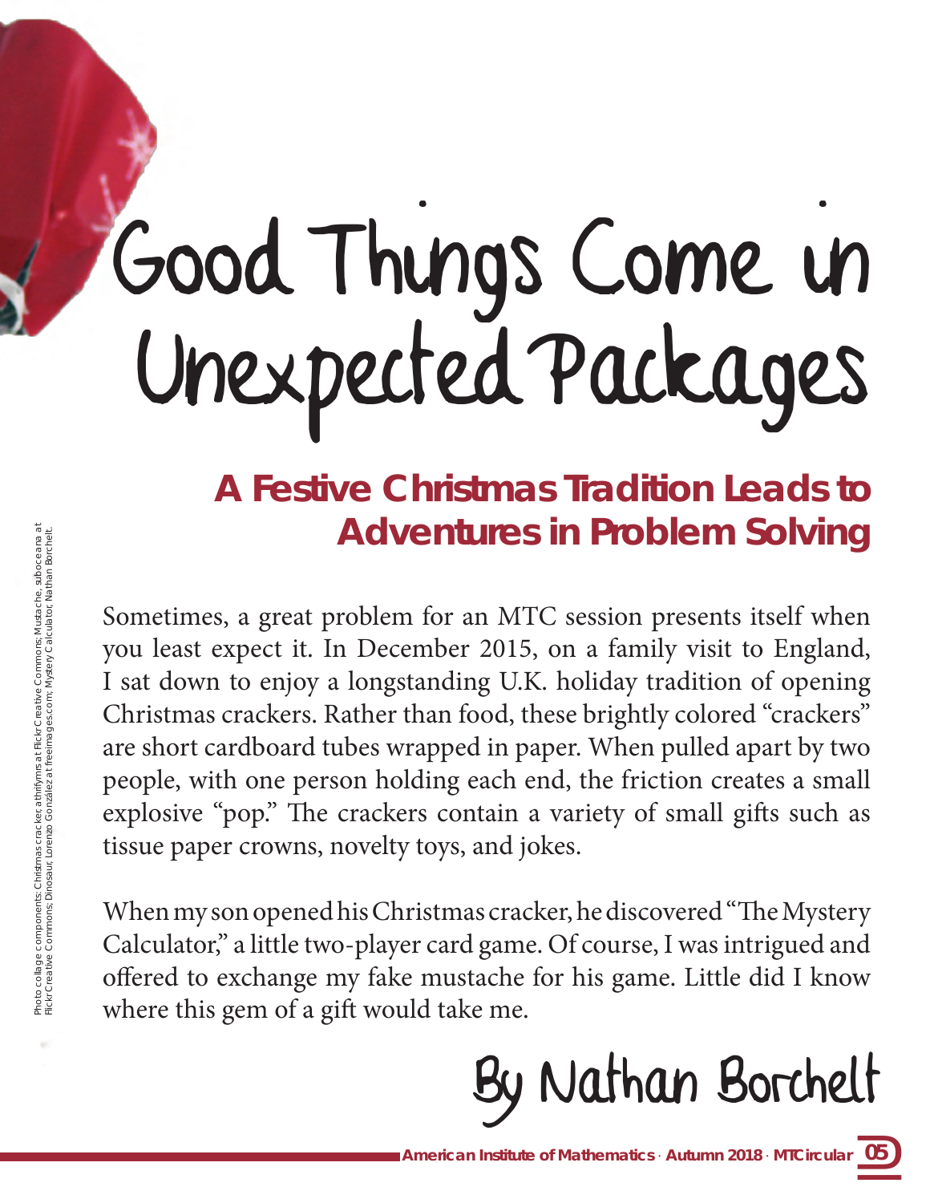# Good Things Come in Unexpected Packages

## A Festive Christmas Tradition Leads to Adventures in Problem Solving

Photo collage components: Christmas cracker, athrifymrs at Flickr Creative Commons; Mustache, suboceana at Flickr Creative Commons; Dinosaur, Lorenzo González at freeimages.com; Mystery Calculator, Nathan Borchelt.

Sometimes, a great problem for an MTC session presents itself when you least expect it. In December 2015, on a family visit to England, I sat down to enjoy a longstanding U.K. holiday tradition of opening Christmas crackers. Rather than food, these brightly colored "crackers" are short cardboard tubes wrapped in paper. When pulled apart by two people, with one person holding each end, the friction creates a small explosive "pop." The crackers contain a variety of small gifts such as tissue paper crowns, novelty toys, and jokes.

When my son opened his Christmas cracker, he discovered "The Mystery Calculator," a little two-player card game. Of course, I was intrigued and offered to exchange my fake mustache for his game. Little did I know where this gem of a gift would take me.

By Nathan Borchelt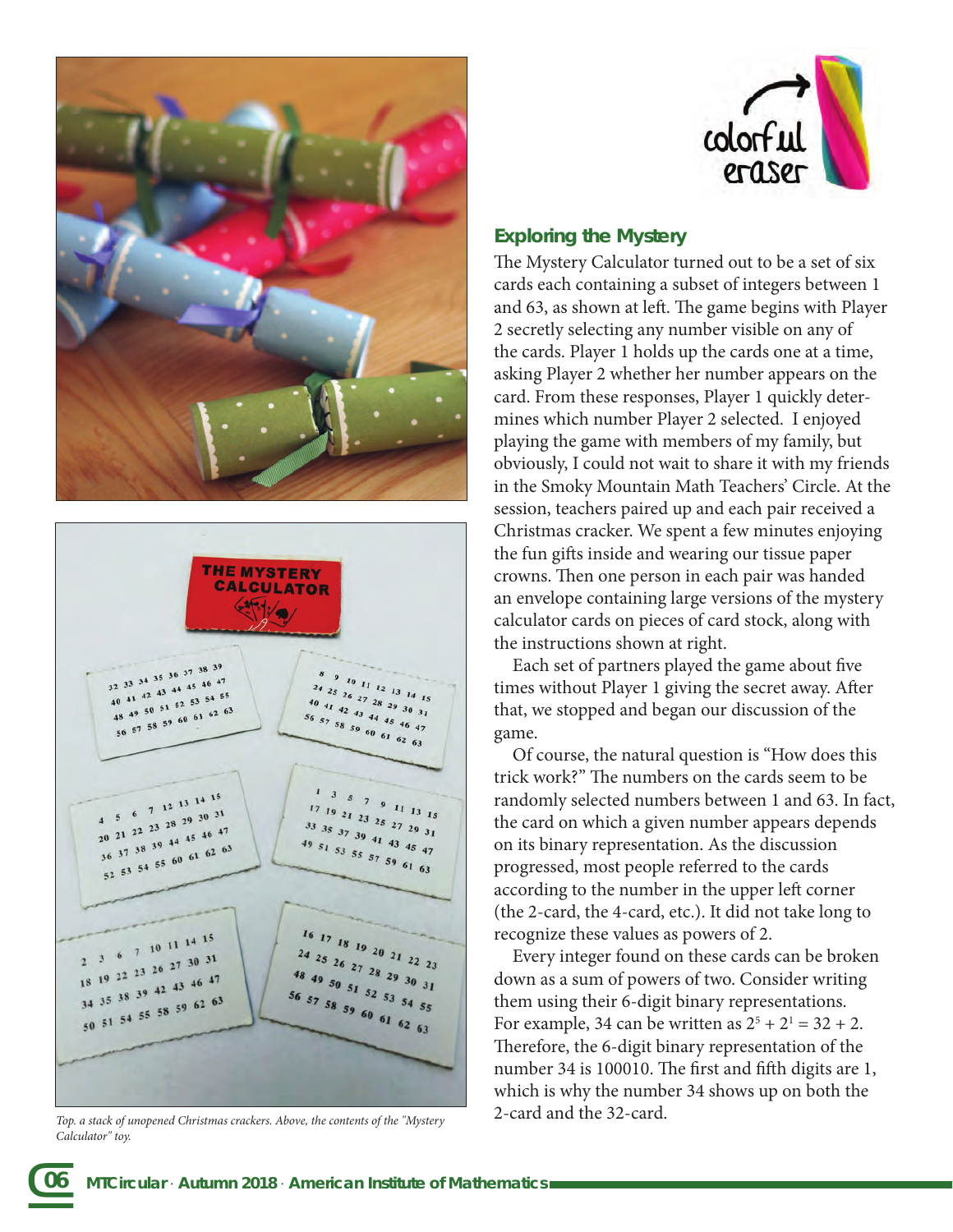*Top, a stack of unopened Christmas crackers. Above, the contents of the "Mystery Calculator" toy.*

## Exploring the Mystery

The Mystery Calculator turned out to be a set of six cards each containing a subset of integers between 1 and 63, as shown at left. The game begins with Player 2 secretly selecting any number visible on any of the cards. Player 1 holds up the cards one at a time, asking Player 2 whether her number appears on the card. From these responses, Player 1 quickly determines which number Player 2 selected. I enjoyed playing the game with members of my family, but obviously, I could not wait to share it with my friends in the Smoky Mountain Math Teachers' Circle. At the session, teachers paired up and each pair received a Christmas cracker. We spent a few minutes enjoying the fun gifts inside and wearing our tissue paper crowns. Then one person in each pair was handed an envelope containing large versions of the mystery calculator cards on pieces of card stock, along with the instructions shown at right.

Each set of partners played the game about five times without Player 1 giving the secret away. After that, we stopped and began our discussion of the game.

Of course, the natural question is "How does this trick work?" The numbers on the cards seem to be randomly selected numbers between 1 and 63. In fact, the card on which a given number appears depends on its binary representation. As the discussion progressed, most people referred to the cards according to the number in the upper left corner (the 2-card, the 4-card, etc.). It did not take long to recognize these values as powers of 2.

Every integer found on these cards can be broken down as a sum of powers of two. Consider writing them using their 6-digit binary representations. For example, 34 can be written as $2^5 + 2^1 = 32 + 2$. Therefore, the 6-digit binary representation of the number 34 is 100010. The first and fifth digits are 1, which is why the number 34 shows up on both the 2-card and the 32-card.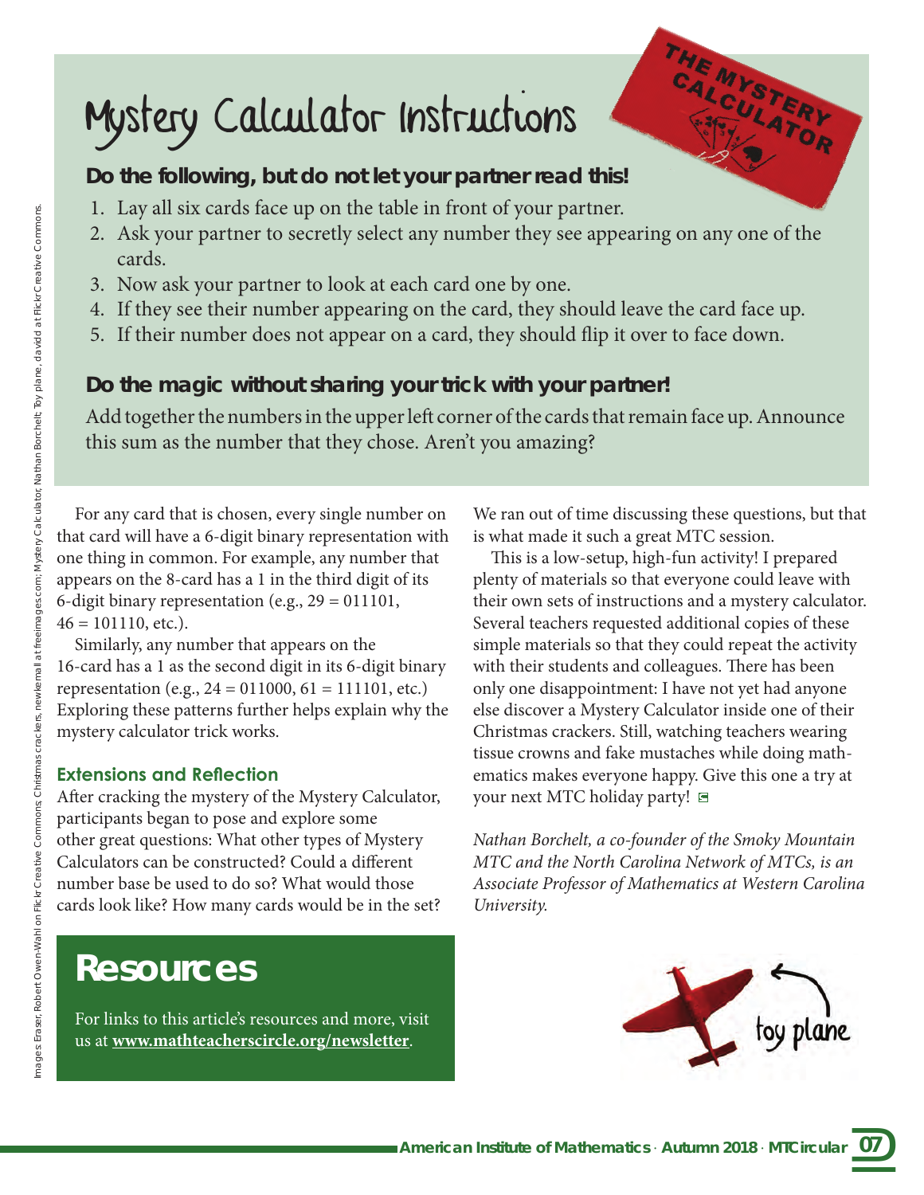# Mystery Calculator Instructions

**Do the following, but do not let your partner read this!**

1. Lay all six cards face up on the table in front of your partner.
2. Ask your partner to secretly select any number they see appearing on any one of the cards.
3. Now ask your partner to look at each card one by one.
4. If they see their number appearing on the card, they should leave the card face up.
5. If their number does not appear on a card, they should flip it over to face down.

**Do the magic without sharing your trick with your partner!**

Add together the numbers in the upper left corner of the cards that remain face up. Announce this sum as the number that they chose. Aren't you amazing?

For any card that is chosen, every single number on that card will have a 6-digit binary representation with one thing in common. For example, any number that appears on the 8-card has a 1 in the third digit of its 6-digit binary representation (e.g., 29 = 011101, 46 = 101110, etc.).

Similarly, any number that appears on the 16-card has a 1 as the second digit in its 6-digit binary representation (e.g., 24 = 011000, 61 = 111101, etc.) Exploring these patterns further helps explain why the mystery calculator trick works.

### Extensions and Reflection

After cracking the mystery of the Mystery Calculator, participants began to pose and explore some other great questions: What other types of Mystery Calculators can be constructed? Could a different number base be used to do so? What would those cards look like? How many cards would be in the set? We ran out of time discussing these questions, but that is what made it such a great MTC session.

This is a low-setup, high-fun activity! I prepared plenty of materials so that everyone could leave with their own sets of instructions and a mystery calculator. Several teachers requested additional copies of these simple materials so that they could repeat the activity with their students and colleagues. There has been only one disappointment: I have not yet had anyone else discover a Mystery Calculator inside one of their Christmas crackers. Still, watching teachers wearing tissue crowns and fake mustaches while doing mathematics makes everyone happy. Give this one a try at your next MTC holiday party!

*Nathan Borchelt, a co-founder of the Smoky Mountain MTC and the North Carolina Network of MTCs, is an Associate Professor of Mathematics at Western Carolina University.*

## Resources

For links to this article's resources and more, visit us at **www.mathteacherscircle.org/newsletter**.

Images: Eraser, Robert Owen-Wahl on Flickr Creative Commons; Christmas crackers, newkemall at freeimages.com; Mystery Calculator, Nathan Borchelt; Toy plane, davidd at Flickr Creative Commons.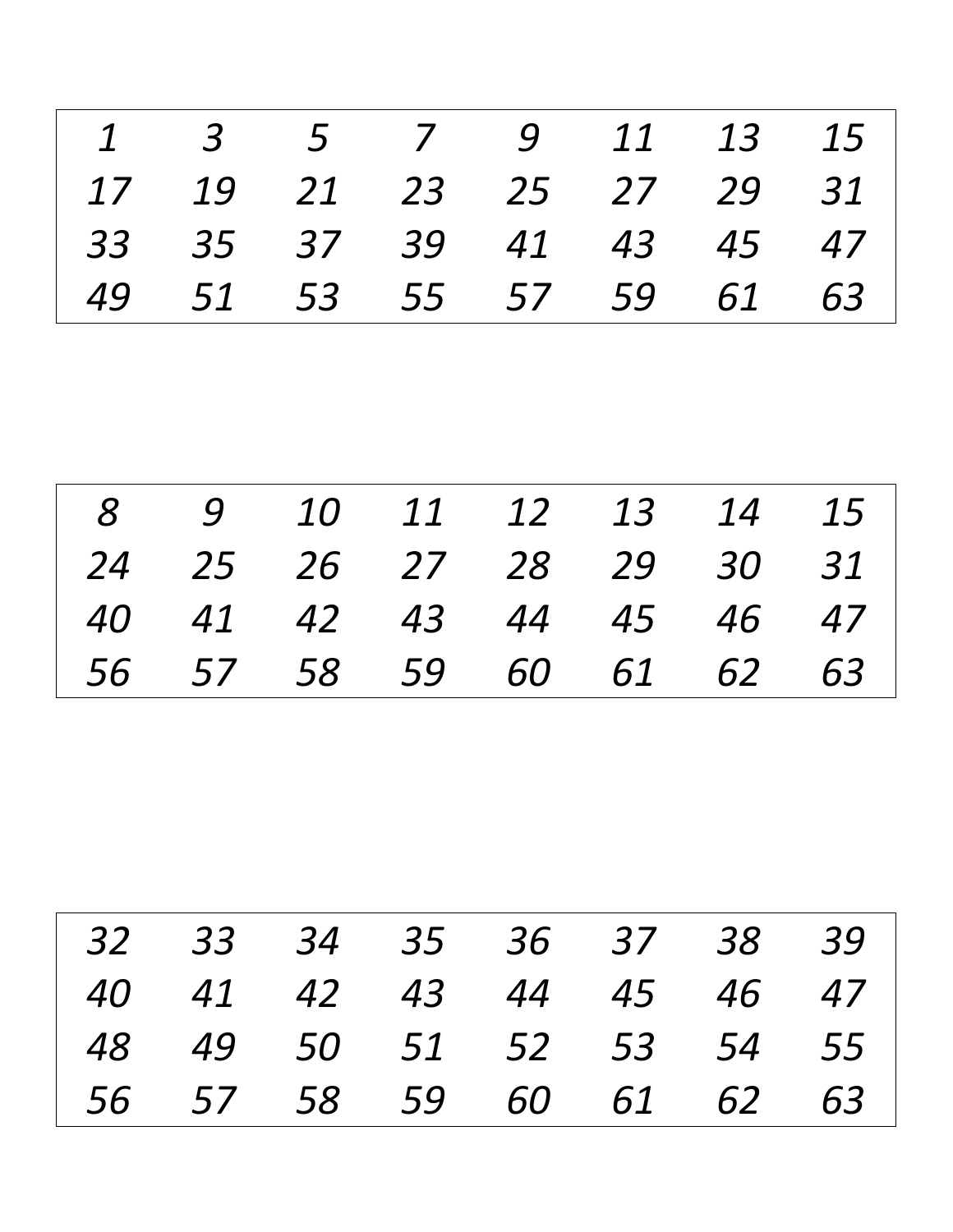| | | | | | | | |
|---|---|---|---|---|---|---|---|
| *1* | *3* | *5* | *7* | *9* | *11* | *13* | *15* |
| *17* | *19* | *21* | *23* | *25* | *27* | *29* | *31* |
| *33* | *35* | *37* | *39* | *41* | *43* | *45* | *47* |
| *49* | *51* | *53* | *55* | *57* | *59* | *61* | *63* |

| | | | | | | | |
|---|---|---|---|---|---|---|---|
| *8* | *9* | *10* | *11* | *12* | *13* | *14* | *15* |
| *24* | *25* | *26* | *27* | *28* | *29* | *30* | *31* |
| *40* | *41* | *42* | *43* | *44* | *45* | *46* | *47* |
| *56* | *57* | *58* | *59* | *60* | *61* | *62* | *63* |

| | | | | | | | |
|---|---|---|---|---|---|---|---|
| *32* | *33* | *34* | *35* | *36* | *37* | *38* | *39* |
| *40* | *41* | *42* | *43* | *44* | *45* | *46* | *47* |
| *48* | *49* | *50* | *51* | *52* | *53* | *54* | *55* |
| *56* | *57* | *58* | *59* | *60* | *61* | *62* | *63* |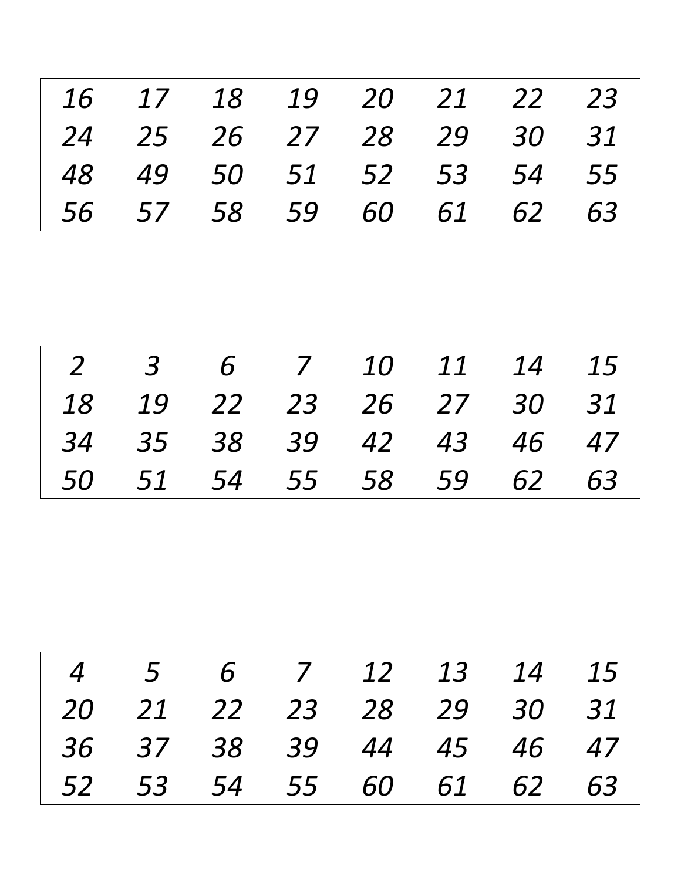| | | | | | | | |
|---|---|---|---|---|---|---|---|
| *16* | *17* | *18* | *19* | *20* | *21* | *22* | *23* |
| *24* | *25* | *26* | *27* | *28* | *29* | *30* | *31* |
| *48* | *49* | *50* | *51* | *52* | *53* | *54* | *55* |
| *56* | *57* | *58* | *59* | *60* | *61* | *62* | *63* |

| | | | | | | | |
|---|---|---|---|---|---|---|---|
| *2* | *3* | *6* | *7* | *10* | *11* | *14* | *15* |
| *18* | *19* | *22* | *23* | *26* | *27* | *30* | *31* |
| *34* | *35* | *38* | *39* | *42* | *43* | *46* | *47* |
| *50* | *51* | *54* | *55* | *58* | *59* | *62* | *63* |

| | | | | | | | |
|---|---|---|---|---|---|---|---|
| *4* | *5* | *6* | *7* | *12* | *13* | *14* | *15* |
| *20* | *21* | *22* | *23* | *28* | *29* | *30* | *31* |
| *36* | *37* | *38* | *39* | *44* | *45* | *46* | *47* |
| *52* | *53* | *54* | *55* | *60* | *61* | *62* | *63* |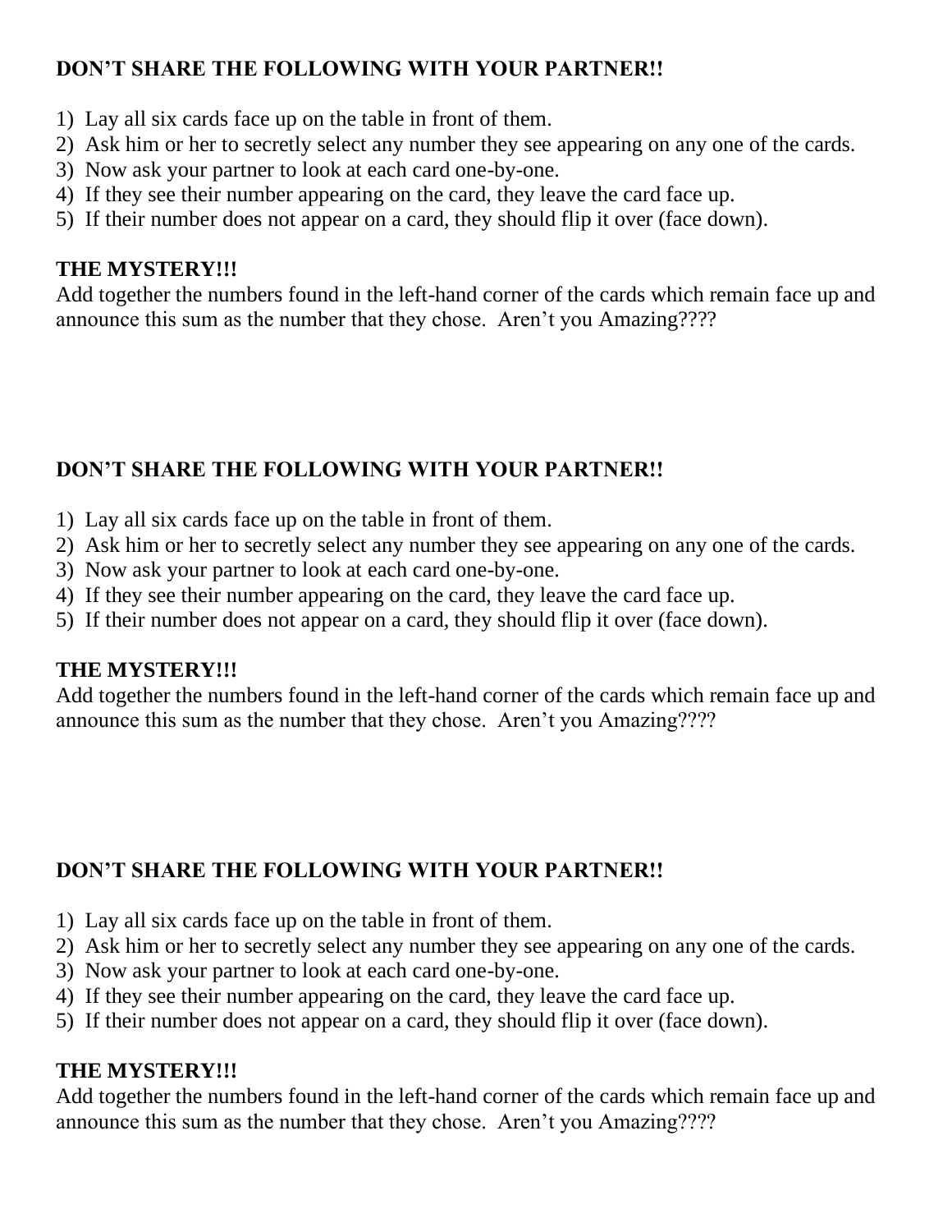**DON'T SHARE THE FOLLOWING WITH YOUR PARTNER!!**

1) Lay all six cards face up on the table in front of them.
2) Ask him or her to secretly select any number they see appearing on any one of the cards.
3) Now ask your partner to look at each card one-by-one.
4) If they see their number appearing on the card, they leave the card face up.
5) If their number does not appear on a card, they should flip it over (face down).

**THE MYSTERY!!!**

Add together the numbers found in the left-hand corner of the cards which remain face up and announce this sum as the number that they chose. Aren't you Amazing????

**DON'T SHARE THE FOLLOWING WITH YOUR PARTNER!!**

1) Lay all six cards face up on the table in front of them.
2) Ask him or her to secretly select any number they see appearing on any one of the cards.
3) Now ask your partner to look at each card one-by-one.
4) If they see their number appearing on the card, they leave the card face up.
5) If their number does not appear on a card, they should flip it over (face down).

**THE MYSTERY!!!**

Add together the numbers found in the left-hand corner of the cards which remain face up and announce this sum as the number that they chose. Aren't you Amazing????

**DON'T SHARE THE FOLLOWING WITH YOUR PARTNER!!**

1) Lay all six cards face up on the table in front of them.
2) Ask him or her to secretly select any number they see appearing on any one of the cards.
3) Now ask your partner to look at each card one-by-one.
4) If they see their number appearing on the card, they leave the card face up.
5) If their number does not appear on a card, they should flip it over (face down).

**THE MYSTERY!!!**

Add together the numbers found in the left-hand corner of the cards which remain face up and announce this sum as the number that they chose. Aren't you Amazing????